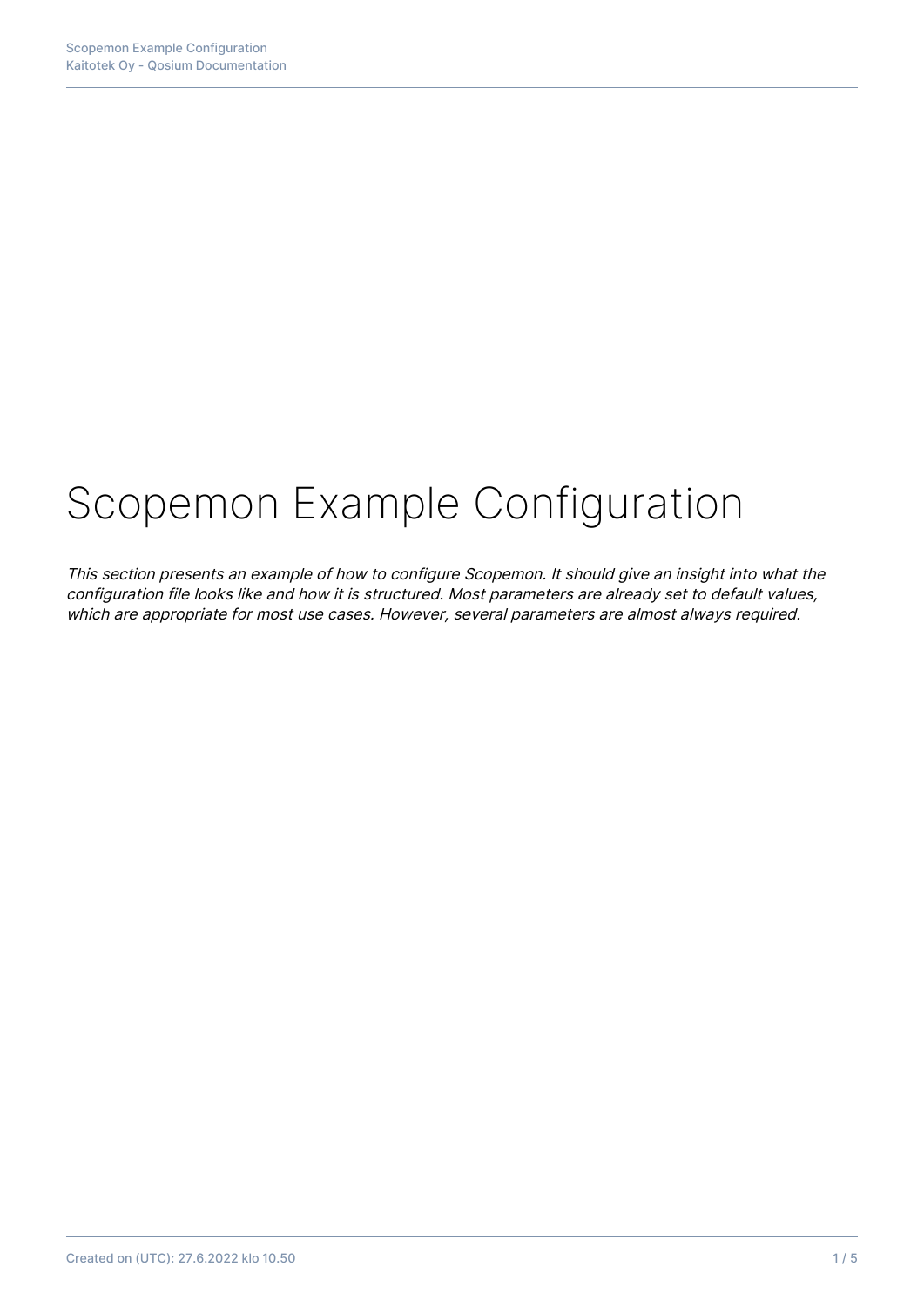# Scopemon Example Configuration

*This section presents an example of how to configure Scopemon. It should give an insight into what the configuration file looks like and how it is structured. Most parameters are already set to default values, which are appropriate for most use cases. However, several parameters are almost always required.*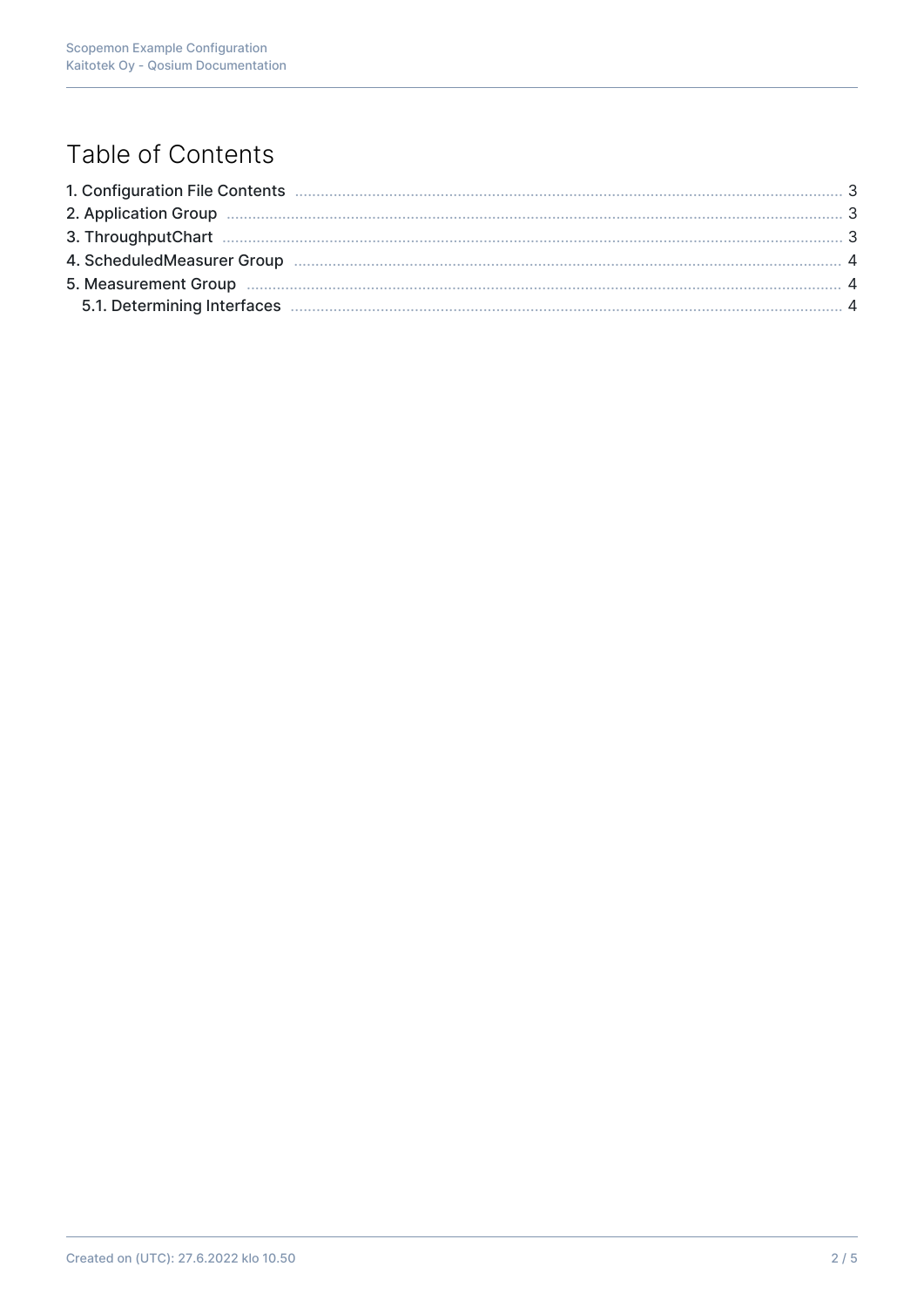# Table of Contents

1. Configuration File Contents ........ 3
2. Application Group ........ 3
3. ThroughputChart ........ 3
4. ScheduledMeasurer Group ........ 4
5. Measurement Group ........ 4
   5.1. Determining Interfaces ........ 4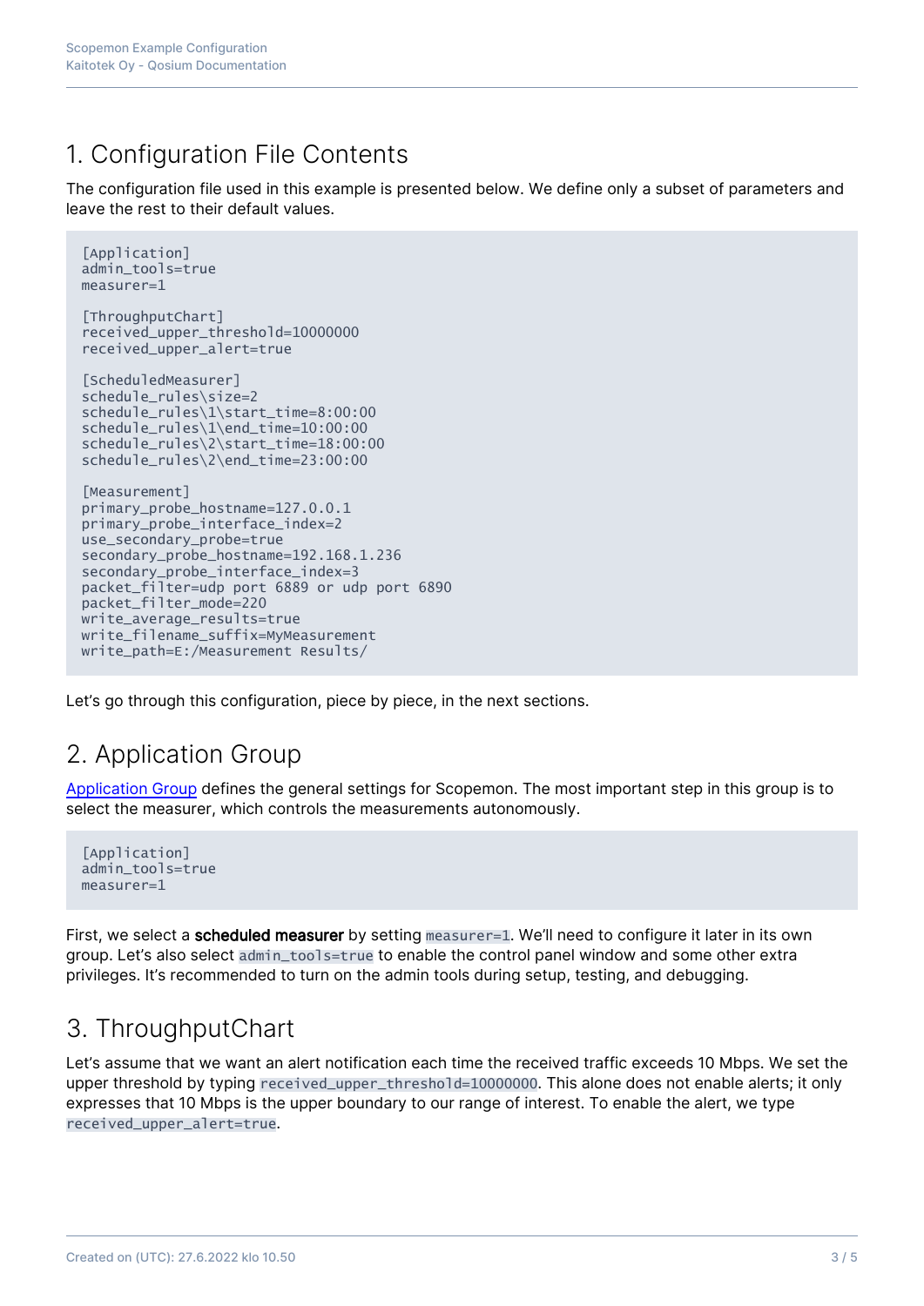# 1. Configuration File Contents

The configuration file used in this example is presented below. We define only a subset of parameters and leave the rest to their default values.

```
[Application]
admin_tools=true
measurer=1

[ThroughputChart]
received_upper_threshold=10000000
received_upper_alert=true

[ScheduledMeasurer]
schedule_rules\size=2
schedule_rules\1\start_time=8:00:00
schedule_rules\1\end_time=10:00:00
schedule_rules\2\start_time=18:00:00
schedule_rules\2\end_time=23:00:00

[Measurement]
primary_probe_hostname=127.0.0.1
primary_probe_interface_index=2
use_secondary_probe=true
secondary_probe_hostname=192.168.1.236
secondary_probe_interface_index=3
packet_filter=udp port 6889 or udp port 6890
packet_filter_mode=220
write_average_results=true
write_filename_suffix=MyMeasurement
write_path=E:/Measurement Results/
```

Let's go through this configuration, piece by piece, in the next sections.

# 2. Application Group

Application Group defines the general settings for Scopemon. The most important step in this group is to select the measurer, which controls the measurements autonomously.

```
[Application]
admin_tools=true
measurer=1
```

First, we select a **scheduled measurer** by setting `measurer=1`. We'll need to configure it later in its own group. Let's also select `admin_tools=true` to enable the control panel window and some other extra privileges. It's recommended to turn on the admin tools during setup, testing, and debugging.

# 3. ThroughputChart

Let's assume that we want an alert notification each time the received traffic exceeds 10 Mbps. We set the upper threshold by typing `received_upper_threshold=10000000`. This alone does not enable alerts; it only expresses that 10 Mbps is the upper boundary to our range of interest. To enable the alert, we type `received_upper_alert=true`.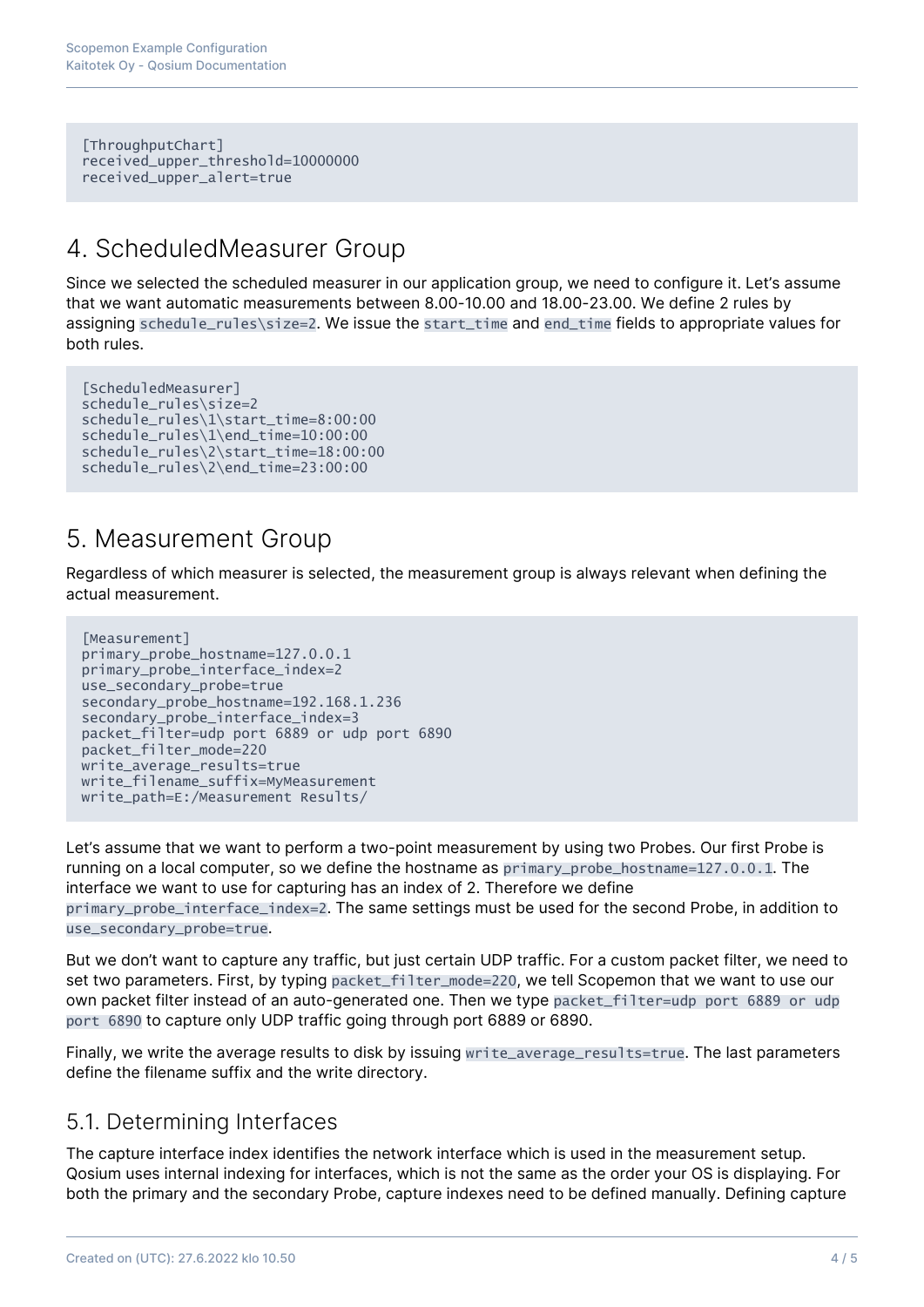```
[ThroughputChart]
received_upper_threshold=10000000
received_upper_alert=true
```

# 4. ScheduledMeasurer Group

Since we selected the scheduled measurer in our application group, we need to configure it. Let's assume that we want automatic measurements between 8.00-10.00 and 18.00-23.00. We define 2 rules by assigning `schedule_rules\size=2`. We issue the `start_time` and `end_time` fields to appropriate values for both rules.

```
[ScheduledMeasurer]
schedule_rules\size=2
schedule_rules\1\start_time=8:00:00
schedule_rules\1\end_time=10:00:00
schedule_rules\2\start_time=18:00:00
schedule_rules\2\end_time=23:00:00
```

# 5. Measurement Group

Regardless of which measurer is selected, the measurement group is always relevant when defining the actual measurement.

```
[Measurement]
primary_probe_hostname=127.0.0.1
primary_probe_interface_index=2
use_secondary_probe=true
secondary_probe_hostname=192.168.1.236
secondary_probe_interface_index=3
packet_filter=udp port 6889 or udp port 6890
packet_filter_mode=220
write_average_results=true
write_filename_suffix=MyMeasurement
write_path=E:/Measurement Results/
```

Let's assume that we want to perform a two-point measurement by using two Probes. Our first Probe is running on a local computer, so we define the hostname as `primary_probe_hostname=127.0.0.1`. The interface we want to use for capturing has an index of 2. Therefore we define `primary_probe_interface_index=2`. The same settings must be used for the second Probe, in addition to `use_secondary_probe=true`.

But we don't want to capture any traffic, but just certain UDP traffic. For a custom packet filter, we need to set two parameters. First, by typing `packet_filter_mode=220`, we tell Scopemon that we want to use our own packet filter instead of an auto-generated one. Then we type `packet_filter=udp port 6889 or udp port 6890` to capture only UDP traffic going through port 6889 or 6890.

Finally, we write the average results to disk by issuing `write_average_results=true`. The last parameters define the filename suffix and the write directory.

## 5.1. Determining Interfaces

The capture interface index identifies the network interface which is used in the measurement setup. Qosium uses internal indexing for interfaces, which is not the same as the order your OS is displaying. For both the primary and the secondary Probe, capture indexes need to be defined manually. Defining capture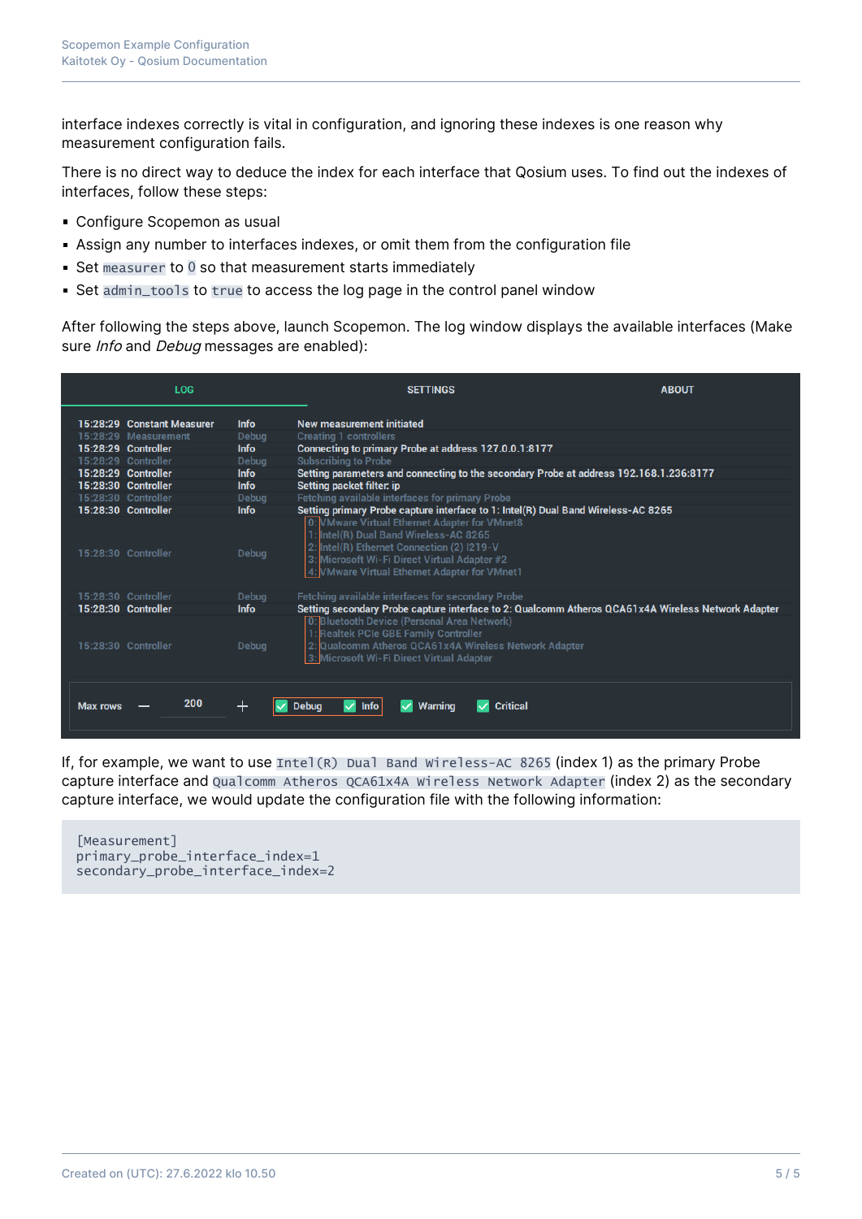interface indexes correctly is vital in configuration, and ignoring these indexes is one reason why measurement configuration fails.

There is no direct way to deduce the index for each interface that Qosium uses. To find out the indexes of interfaces, follow these steps:

- Configure Scopemon as usual
- Assign any number to interfaces indexes, or omit them from the configuration file
- Set `measurer` to `0` so that measurement starts immediately
- Set `admin_tools` to `true` to access the log page in the control panel window

After following the steps above, launch Scopemon. The log window displays the available interfaces (Make sure *Info* and *Debug* messages are enabled):

LOG SETTINGS ABOUT

| | | | |
|---|---|---|---|
| 15:28:29 | Constant Measurer | Info | New measurement initiated |
| 15:28:29 | Measurement | Debug | Creating 1 controllers |
| 15:28:29 | Controller | Info | Connecting to primary Probe at address 127.0.0.1:8177 |
| 15:28:29 | Controller | Debug | Subscribing to Probe |
| 15:28:29 | Controller | Info | Setting parameters and connecting to the secondary Probe at address 192.168.1.236:8177 |
| 15:28:30 | Controller | Info | Setting packet filter: ip |
| 15:28:30 | Controller | Debug | Fetching available interfaces for primary Probe |
| 15:28:30 | Controller | Info | Setting primary Probe capture interface to 1: Intel(R) Dual Band Wireless-AC 8265 |
| 15:28:30 | Controller | Debug | 0: VMware Virtual Ethernet Adapter for VMnet8<br>1: Intel(R) Dual Band Wireless-AC 8265<br>2: Intel(R) Ethernet Connection (2) I219-V<br>3: Microsoft Wi-Fi Direct Virtual Adapter #2<br>4: VMware Virtual Ethernet Adapter for VMnet1 |
| 15:28:30 | Controller | Debug | Fetching available interfaces for secondary Probe |
| 15:28:30 | Controller | Info | Setting secondary Probe capture interface to 2: Qualcomm Atheros QCA61x4A Wireless Network Adapter |
| 15:28:30 | Controller | Debug | 0: Bluetooth Device (Personal Area Network)<br>1: Realtek PCIe GBE Family Controller<br>2: Qualcomm Atheros QCA61x4A Wireless Network Adapter<br>3: Microsoft Wi-Fi Direct Virtual Adapter |

Max rows — 200 + Debug Info Warning Critical

If, for example, we want to use `Intel(R) Dual Band Wireless-AC 8265` (index 1) as the primary Probe capture interface and `Qualcomm Atheros QCA61x4A Wireless Network Adapter` (index 2) as the secondary capture interface, we would update the configuration file with the following information:

```
[Measurement]
primary_probe_interface_index=1
secondary_probe_interface_index=2
```

Created on (UTC): 27.6.2022 klo 10.50